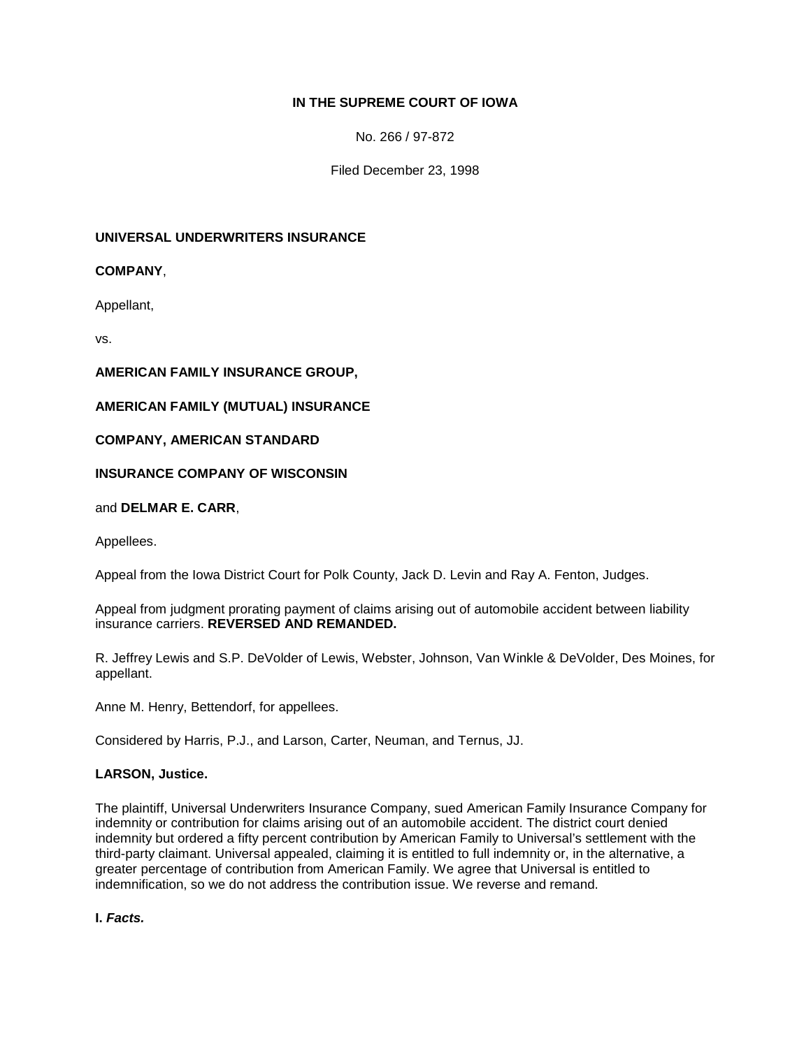**IN THE SUPREME COURT OF IOWA**

No. 266 / 97-872

Filed December 23, 1998

**UNIVERSAL UNDERWRITERS INSURANCE**

**COMPANY**,

Appellant,

vs.

**AMERICAN FAMILY INSURANCE GROUP,**

**AMERICAN FAMILY (MUTUAL) INSURANCE**

**COMPANY, AMERICAN STANDARD**

**INSURANCE COMPANY OF WISCONSIN**

and **DELMAR E. CARR**,

Appellees.

Appeal from the Iowa District Court for Polk County, Jack D. Levin and Ray A. Fenton, Judges.

Appeal from judgment prorating payment of claims arising out of automobile accident between liability insurance carriers. **REVERSED AND REMANDED.**

R. Jeffrey Lewis and S.P. DeVolder of Lewis, Webster, Johnson, Van Winkle & DeVolder, Des Moines, for appellant.

Anne M. Henry, Bettendorf, for appellees.

Considered by Harris, P.J., and Larson, Carter, Neuman, and Ternus, JJ.

**LARSON, Justice.**

The plaintiff, Universal Underwriters Insurance Company, sued American Family Insurance Company for indemnity or contribution for claims arising out of an automobile accident. The district court denied indemnity but ordered a fifty percent contribution by American Family to Universal's settlement with the third-party claimant. Universal appealed, claiming it is entitled to full indemnity or, in the alternative, a greater percentage of contribution from American Family. We agree that Universal is entitled to indemnification, so we do not address the contribution issue. We reverse and remand.

**I. *Facts.***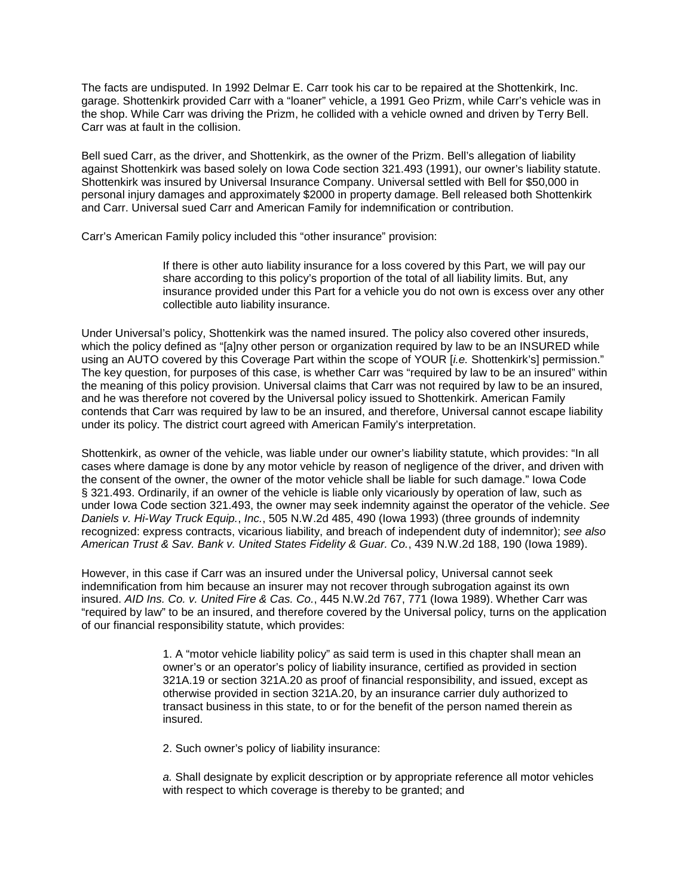The facts are undisputed. In 1992 Delmar E. Carr took his car to be repaired at the Shottenkirk, Inc. garage. Shottenkirk provided Carr with a "loaner" vehicle, a 1991 Geo Prizm, while Carr's vehicle was in the shop. While Carr was driving the Prizm, he collided with a vehicle owned and driven by Terry Bell. Carr was at fault in the collision.

Bell sued Carr, as the driver, and Shottenkirk, as the owner of the Prizm. Bell's allegation of liability against Shottenkirk was based solely on Iowa Code section 321.493 (1991), our owner's liability statute. Shottenkirk was insured by Universal Insurance Company. Universal settled with Bell for $50,000 in personal injury damages and approximately $2000 in property damage. Bell released both Shottenkirk and Carr. Universal sued Carr and American Family for indemnification or contribution.

Carr's American Family policy included this "other insurance" provision:

> If there is other auto liability insurance for a loss covered by this Part, we will pay our share according to this policy's proportion of the total of all liability limits. But, any insurance provided under this Part for a vehicle you do not own is excess over any other collectible auto liability insurance.

Under Universal's policy, Shottenkirk was the named insured. The policy also covered other insureds, which the policy defined as "[a]ny other person or organization required by law to be an INSURED while using an AUTO covered by this Coverage Part within the scope of YOUR [*i.e.* Shottenkirk's] permission." The key question, for purposes of this case, is whether Carr was "required by law to be an insured" within the meaning of this policy provision. Universal claims that Carr was not required by law to be an insured, and he was therefore not covered by the Universal policy issued to Shottenkirk. American Family contends that Carr was required by law to be an insured, and therefore, Universal cannot escape liability under its policy. The district court agreed with American Family's interpretation.

Shottenkirk, as owner of the vehicle, was liable under our owner's liability statute, which provides: "In all cases where damage is done by any motor vehicle by reason of negligence of the driver, and driven with the consent of the owner, the owner of the motor vehicle shall be liable for such damage." Iowa Code § 321.493. Ordinarily, if an owner of the vehicle is liable only vicariously by operation of law, such as under Iowa Code section 321.493, the owner may seek indemnity against the operator of the vehicle. *See Daniels v. Hi-Way Truck Equip., Inc.*, 505 N.W.2d 485, 490 (Iowa 1993) (three grounds of indemnity recognized: express contracts, vicarious liability, and breach of independent duty of indemnitor); *see also American Trust & Sav. Bank v. United States Fidelity & Guar. Co.*, 439 N.W.2d 188, 190 (Iowa 1989).

However, in this case if Carr was an insured under the Universal policy, Universal cannot seek indemnification from him because an insurer may not recover through subrogation against its own insured. *AID Ins. Co. v. United Fire & Cas. Co.*, 445 N.W.2d 767, 771 (Iowa 1989). Whether Carr was "required by law" to be an insured, and therefore covered by the Universal policy, turns on the application of our financial responsibility statute, which provides:

> 1. A "motor vehicle liability policy" as said term is used in this chapter shall mean an owner's or an operator's policy of liability insurance, certified as provided in section 321A.19 or section 321A.20 as proof of financial responsibility, and issued, except as otherwise provided in section 321A.20, by an insurance carrier duly authorized to transact business in this state, to or for the benefit of the person named therein as insured.
>
> 2. Such owner's policy of liability insurance:
>
> *a.* Shall designate by explicit description or by appropriate reference all motor vehicles with respect to which coverage is thereby to be granted; and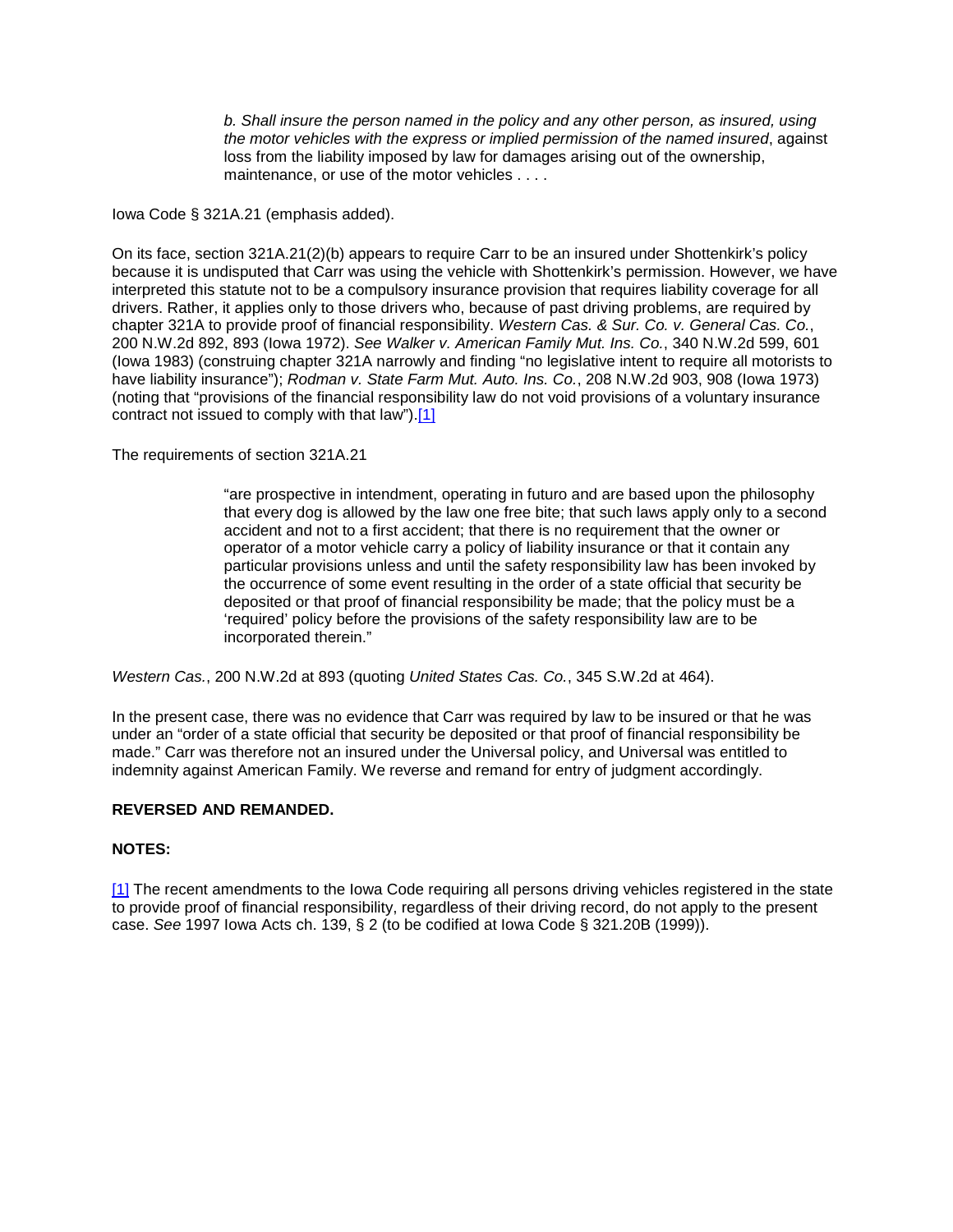> *b. Shall insure the person named in the policy and any other person, as insured, using the motor vehicles with the express or implied permission of the named insured*, against loss from the liability imposed by law for damages arising out of the ownership, maintenance, or use of the motor vehicles . . . .

Iowa Code § 321A.21 (emphasis added).

On its face, section 321A.21(2)(b) appears to require Carr to be an insured under Shottenkirk's policy because it is undisputed that Carr was using the vehicle with Shottenkirk's permission. However, we have interpreted this statute not to be a compulsory insurance provision that requires liability coverage for all drivers. Rather, it applies only to those drivers who, because of past driving problems, are required by chapter 321A to provide proof of financial responsibility. *Western Cas. & Sur. Co. v. General Cas. Co.*, 200 N.W.2d 892, 893 (Iowa 1972). *See Walker v. American Family Mut. Ins. Co.*, 340 N.W.2d 599, 601 (Iowa 1983) (construing chapter 321A narrowly and finding "no legislative intent to require all motorists to have liability insurance"); *Rodman v. State Farm Mut. Auto. Ins. Co.*, 208 N.W.2d 903, 908 (Iowa 1973) (noting that "provisions of the financial responsibility law do not void provisions of a voluntary insurance contract not issued to comply with that law").[1]

The requirements of section 321A.21

> "are prospective in intendment, operating in futuro and are based upon the philosophy that every dog is allowed by the law one free bite; that such laws apply only to a second accident and not to a first accident; that there is no requirement that the owner or operator of a motor vehicle carry a policy of liability insurance or that it contain any particular provisions unless and until the safety responsibility law has been invoked by the occurrence of some event resulting in the order of a state official that security be deposited or that proof of financial responsibility be made; that the policy must be a 'required' policy before the provisions of the safety responsibility law are to be incorporated therein."

*Western Cas.*, 200 N.W.2d at 893 (quoting *United States Cas. Co.*, 345 S.W.2d at 464).

In the present case, there was no evidence that Carr was required by law to be insured or that he was under an "order of a state official that security be deposited or that proof of financial responsibility be made." Carr was therefore not an insured under the Universal policy, and Universal was entitled to indemnity against American Family. We reverse and remand for entry of judgment accordingly.

**REVERSED AND REMANDED.**

**NOTES:**

[1] The recent amendments to the Iowa Code requiring all persons driving vehicles registered in the state to provide proof of financial responsibility, regardless of their driving record, do not apply to the present case. *See* 1997 Iowa Acts ch. 139, § 2 (to be codified at Iowa Code § 321.20B (1999)).